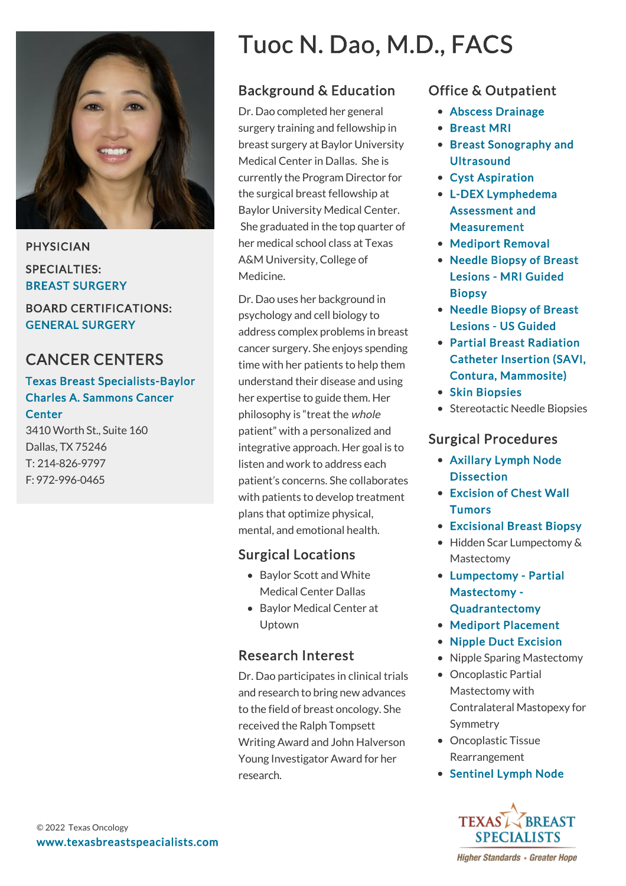# Tuoc N. Dao, M.D., FACS

PHYSICIAN

SPECIALTIES:
BREAST SURGERY

BOARD CERTIFICATIONS:
GENERAL SURGERY

## CANCER CENTERS

Texas Breast Specialists-Baylor Charles A. Sammons Cancer Center
3410 Worth St., Suite 160
Dallas, TX 75246
T: 214-826-9797
F: 972-996-0465

## Background & Education

Dr. Dao completed her general surgery training and fellowship in breast surgery at Baylor University Medical Center in Dallas. She is currently the Program Director for the surgical breast fellowship at Baylor University Medical Center. She graduated in the top quarter of her medical school class at Texas A&M University, College of Medicine.

Dr. Dao uses her background in psychology and cell biology to address complex problems in breast cancer surgery. She enjoys spending time with her patients to help them understand their disease and using her expertise to guide them. Her philosophy is "treat the *whole* patient" with a personalized and integrative approach. Her goal is to listen and work to address each patient's concerns. She collaborates with patients to develop treatment plans that optimize physical, mental, and emotional health.

## Surgical Locations

- Baylor Scott and White Medical Center Dallas
- Baylor Medical Center at Uptown

## Research Interest

Dr. Dao participates in clinical trials and research to bring new advances to the field of breast oncology. She received the Ralph Tompsett Writing Award and John Halverson Young Investigator Award for her research.

## Office & Outpatient

- Abscess Drainage
- Breast MRI
- Breast Sonography and Ultrasound
- Cyst Aspiration
- L-DEX Lymphedema Assessment and Measurement
- Mediport Removal
- Needle Biopsy of Breast Lesions - MRI Guided Biopsy
- Needle Biopsy of Breast Lesions - US Guided
- Partial Breast Radiation Catheter Insertion (SAVI, Contura, Mammosite)
- Skin Biopsies
- Stereotactic Needle Biopsies

## Surgical Procedures

- Axillary Lymph Node Dissection
- Excision of Chest Wall Tumors
- Excisional Breast Biopsy
- Hidden Scar Lumpectomy & Mastectomy
- Lumpectomy - Partial Mastectomy - Quadrantectomy
- Mediport Placement
- Nipple Duct Excision
- Nipple Sparing Mastectomy
- Oncoplastic Partial Mastectomy with Contralateral Mastopexy for Symmetry
- Oncoplastic Tissue Rearrangement
- Sentinel Lymph Node

© 2022 Texas Oncology
www.texasbreastspeacialists.com

TEXAS BREAST SPECIALISTS
Higher Standards • Greater Hope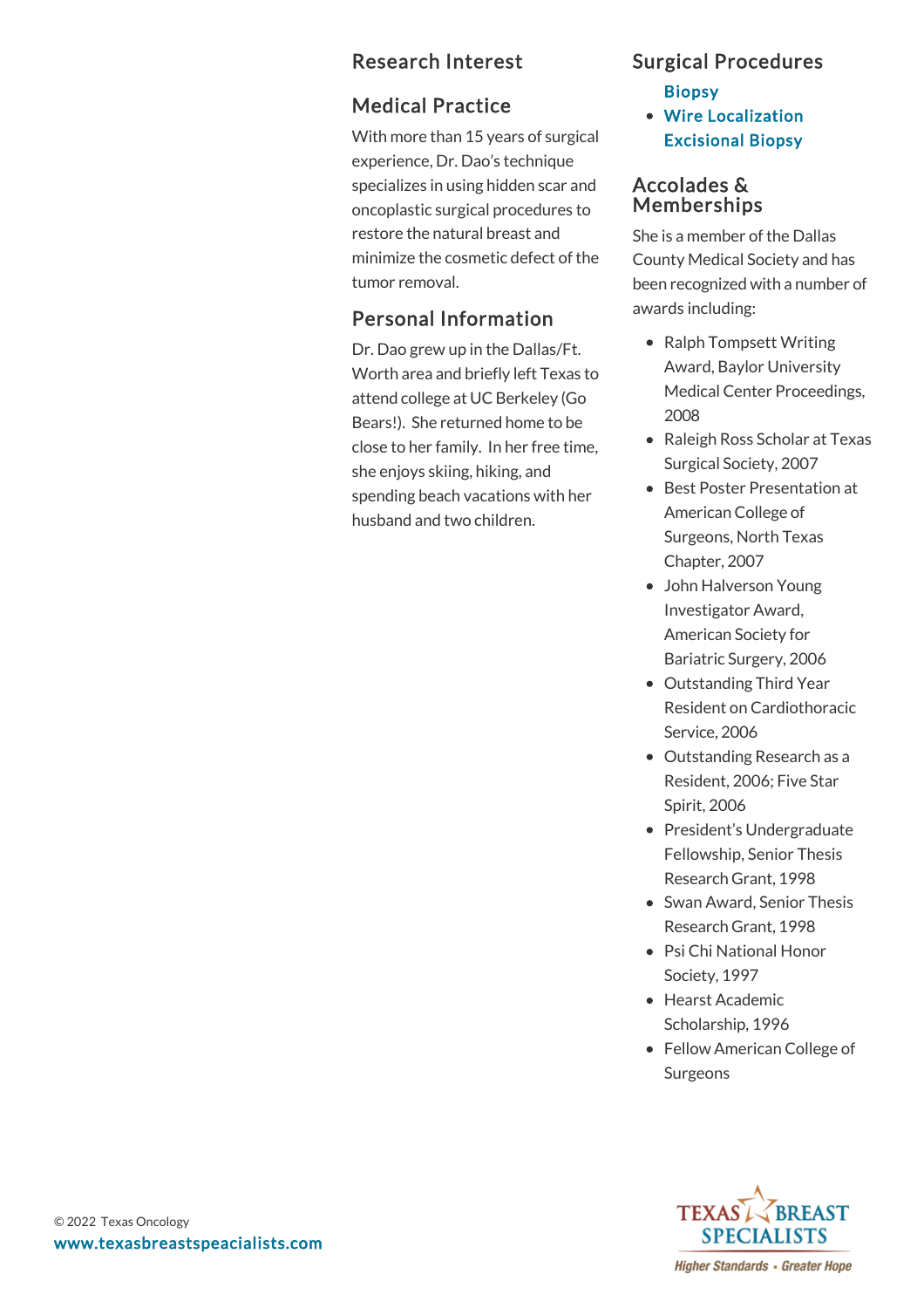## Research Interest

## Medical Practice

With more than 15 years of surgical experience, Dr. Dao's technique specializes in using hidden scar and oncoplastic surgical procedures to restore the natural breast and minimize the cosmetic defect of the tumor removal.

## Personal Information

Dr. Dao grew up in the Dallas/Ft. Worth area and briefly left Texas to attend college at UC Berkeley (Go Bears!). She returned home to be close to her family. In her free time, she enjoys skiing, hiking, and spending beach vacations with her husband and two children.

## Surgical Procedures

Biopsy

- Wire Localization Excisional Biopsy

## Accolades & Memberships

She is a member of the Dallas County Medical Society and has been recognized with a number of awards including:

- Ralph Tompsett Writing Award, Baylor University Medical Center Proceedings, 2008
- Raleigh Ross Scholar at Texas Surgical Society, 2007
- Best Poster Presentation at American College of Surgeons, North Texas Chapter, 2007
- John Halverson Young Investigator Award, American Society for Bariatric Surgery, 2006
- Outstanding Third Year Resident on Cardiothoracic Service, 2006
- Outstanding Research as a Resident, 2006; Five Star Spirit, 2006
- President's Undergraduate Fellowship, Senior Thesis Research Grant, 1998
- Swan Award, Senior Thesis Research Grant, 1998
- Psi Chi National Honor Society, 1997
- Hearst Academic Scholarship, 1996
- Fellow American College of Surgeons

© 2022 Texas Oncology
www.texasbreastspeacialists.com

TEXAS BREAST SPECIALISTS
Higher Standards • Greater Hope